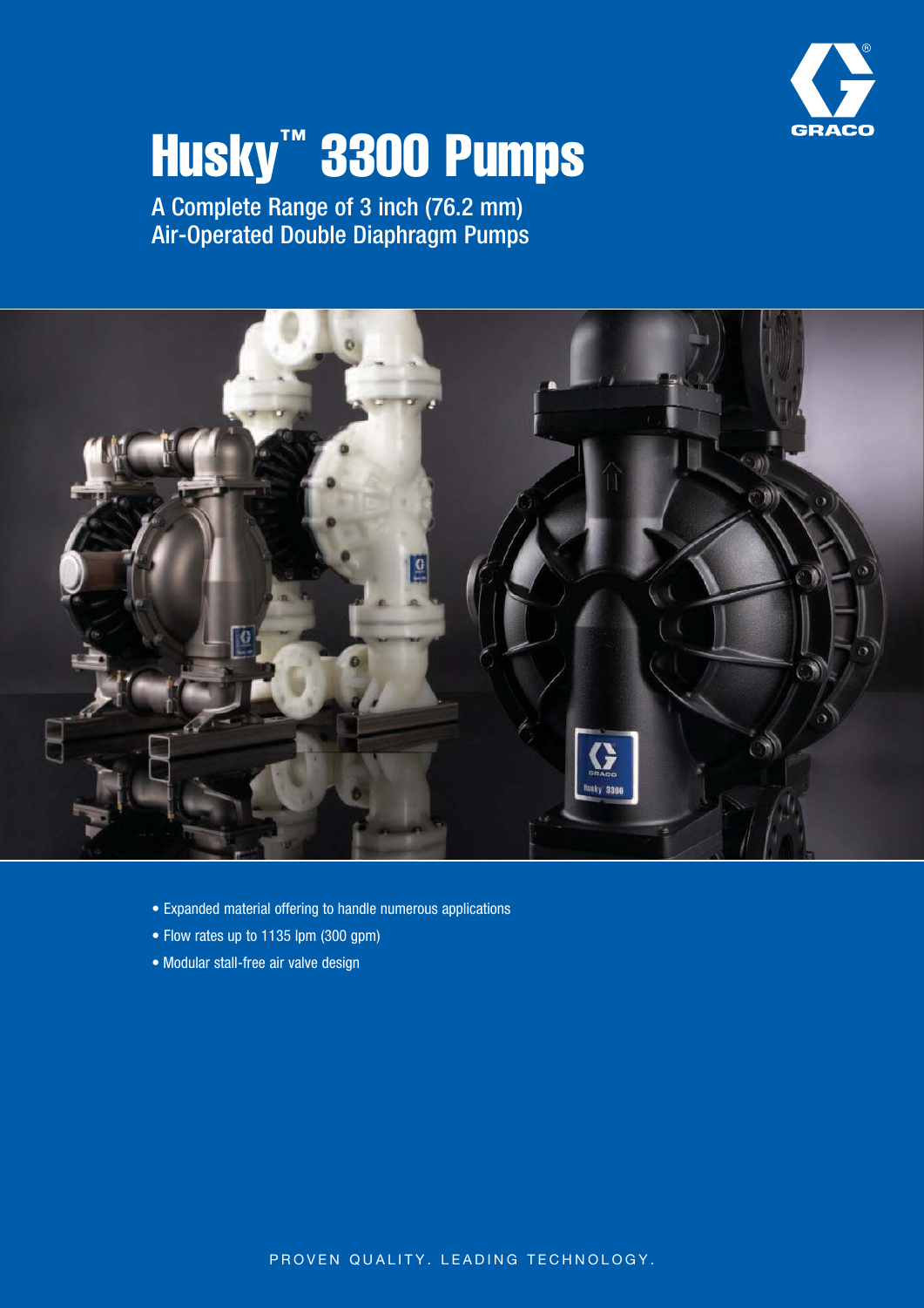# Husky™ 3300 Pumps

A Complete Range of 3 inch (76.2 mm)
Air-Operated Double Diaphragm Pumps

- Expanded material offering to handle numerous applications
- Flow rates up to 1135 lpm (300 gpm)
- Modular stall-free air valve design

PROVEN QUALITY. LEADING TECHNOLOGY.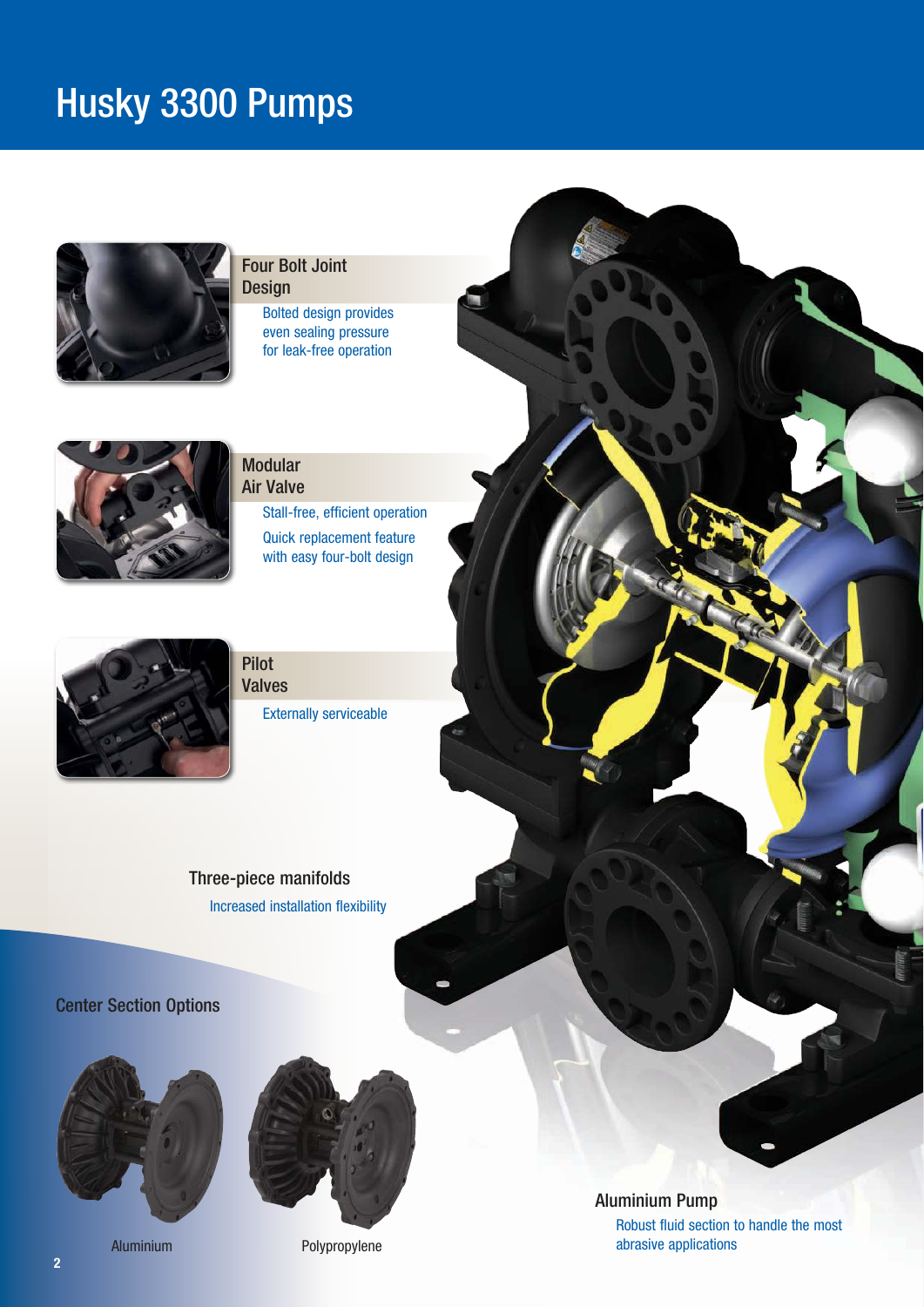# Husky 3300 Pumps

## Four Bolt Joint Design

Bolted design provides even sealing pressure for leak-free operation

## Modular Air Valve

Stall-free, efficient operation

Quick replacement feature with easy four-bolt design

## Pilot Valves

Externally serviceable

## Three-piece manifolds

Increased installation flexibility

## Center Section Options

Aluminium

Polypropylene

## Aluminium Pump

Robust fluid section to handle the most abrasive applications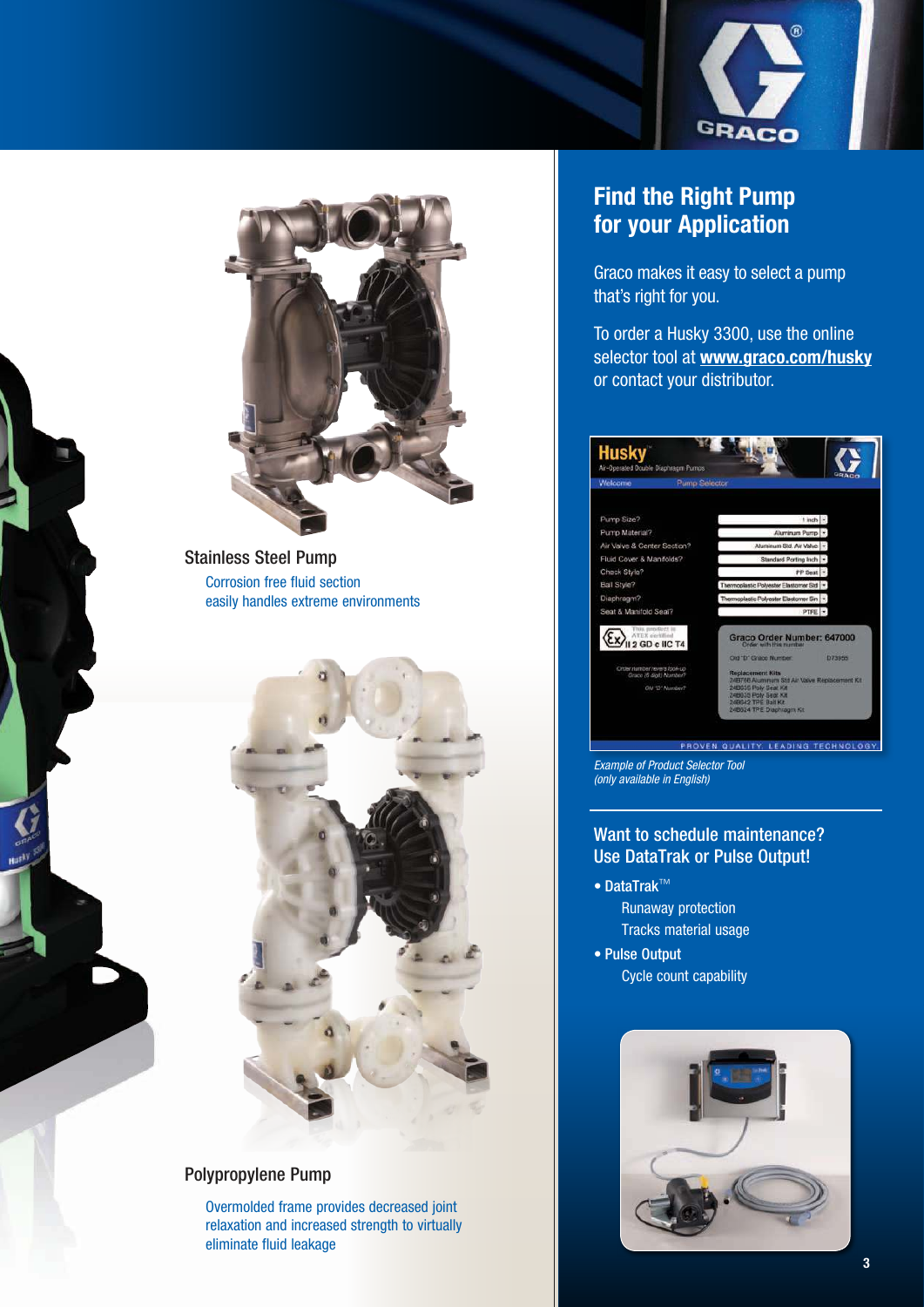## Stainless Steel Pump

Corrosion free fluid section
easily handles extreme environments

## Polypropylene Pump

Overmolded frame provides decreased joint relaxation and increased strength to virtually eliminate fluid leakage

# Find the Right Pump for your Application

Graco makes it easy to select a pump that's right for you.

To order a Husky 3300, use the online selector tool at **www.graco.com/husky** or contact your distributor.

*Example of Product Selector Tool (only available in English)*

## Want to schedule maintenance? Use DataTrak or Pulse Output!

- **DataTrak™**
  - Runaway protection
  - Tracks material usage
- **Pulse Output**
  - Cycle count capability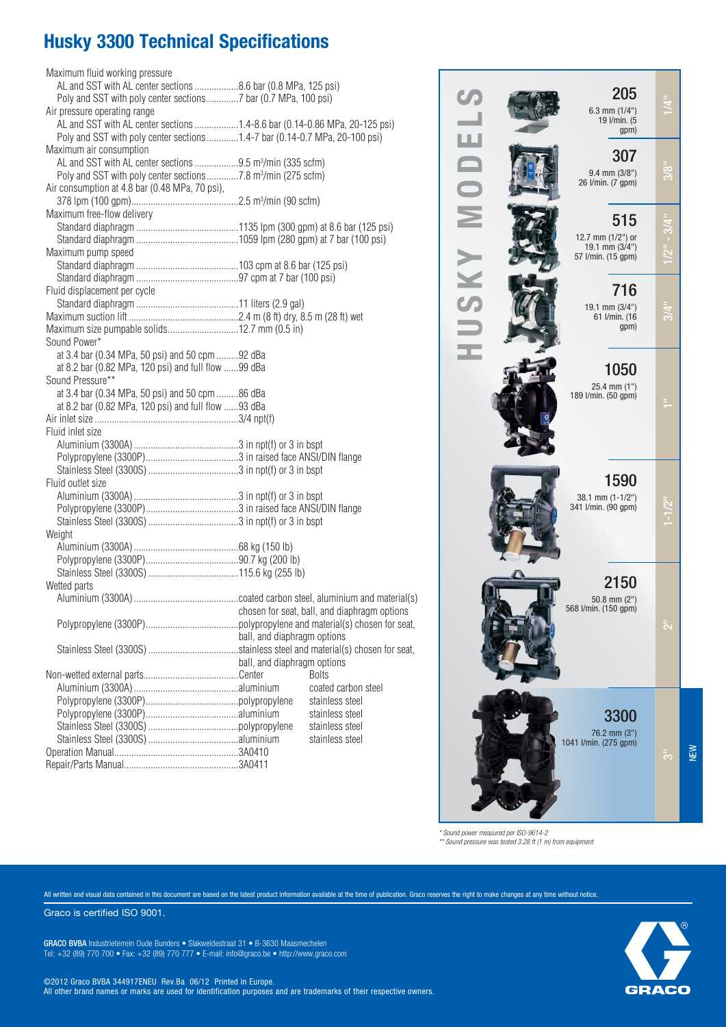# Husky 3300 Technical Specifications

| | | |
|---|---|---|
| **Maximum fluid working pressure** | | |
| AL and SST with AL center sections | 8.6 bar (0.8 MPa, 125 psi) | |
| Poly and SST with poly center sections | 7 bar (0.7 MPa, 100 psi) | |
| **Air pressure operating range** | | |
| AL and SST with AL center sections | 1.4-8.6 bar (0.14-0.86 MPa, 20-125 psi) | |
| Poly and SST with poly center sections | 1.4-7 bar (0.14-0.7 MPa, 20-100 psi) | |
| **Maximum air consumption** | | |
| AL and SST with AL center sections | 9.5 $m^3$/min (335 scfm) | |
| Poly and SST with poly center sections | 7.8 $m^3$/min (275 scfm) | |
| **Air consumption at 4.8 bar (0.48 MPa, 70 psi), 378 lpm (100 gpm)** | 2.5 $m^3$/min (90 scfm) | |
| **Maximum free-flow delivery** | | |
| Standard diaphragm | 1135 lpm (300 gpm) at 8.6 bar (125 psi) | |
| Standard diaphragm | 1059 lpm (280 gpm) at 7 bar (100 psi) | |
| **Maximum pump speed** | | |
| Standard diaphragm | 103 cpm at 8.6 bar (125 psi) | |
| Standard diaphragm | 97 cpm at 7 bar (100 psi) | |
| **Fluid displacement per cycle** | | |
| Standard diaphragm | 11 liters (2.9 gal) | |
| **Maximum suction lift** | 2.4 m (8 ft) dry, 8.5 m (28 ft) wet | |
| **Maximum size pumpable solids** | 12.7 mm (0.5 in) | |
| **Sound Power*** | | |
| at 3.4 bar (0.34 MPa, 50 psi) and 50 cpm | 92 dBa | |
| at 8.2 bar (0.82 MPa, 120 psi) and full flow | 99 dBa | |
| **Sound Pressure**** | | |
| at 3.4 bar (0.34 MPa, 50 psi) and 50 cpm | 86 dBa | |
| at 8.2 bar (0.82 MPa, 120 psi) and full flow | 93 dBa | |
| **Air inlet size** | 3/4 npt(f) | |
| **Fluid inlet size** | | |
| Aluminium (3300A) | 3 in npt(f) or 3 in bspt | |
| Polypropylene (3300P) | 3 in raised face ANSI/DIN flange | |
| Stainless Steel (3300S) | 3 in npt(f) or 3 in bspt | |
| **Fluid outlet size** | | |
| Aluminium (3300A) | 3 in npt(f) or 3 in bspt | |
| Polypropylene (3300P) | 3 in raised face ANSI/DIN flange | |
| Stainless Steel (3300S) | 3 in npt(f) or 3 in bspt | |
| **Weight** | | |
| Aluminium (3300A) | 68 kg (150 lb) | |
| Polypropylene (3300P) | 90.7 kg (200 lb) | |
| Stainless Steel (3300S) | 115.6 kg (255 lb) | |
| **Wetted parts** | | |
| Aluminium (3300A) | coated carbon steel, aluminium and material(s) chosen for seat, ball, and diaphragm options | |
| Polypropylene (3300P) | polypropylene and material(s) chosen for seat, ball, and diaphragm options | |
| Stainless Steel (3300S) | stainless steel and material(s) chosen for seat, ball, and diaphragm options | |
| **Non-wetted external parts** | Center | Bolts |
| Aluminium (3300A) | aluminium | coated carbon steel |
| Polypropylene (3300P) | polypropylene | stainless steel |
| Polypropylene (3300P) | aluminium | stainless steel |
| Stainless Steel (3300S) | polypropylene | stainless steel |
| Stainless Steel (3300S) | aluminium | stainless steel |
| **Operation Manual** | 3A0410 | |
| **Repair/Parts Manual** | 3A0411 | |

## HUSKY MODELS

| Model | Size | Flow | Port |
|---|---|---|---|
| 205 | 6.3 mm (1/4") | 19 l/min. (5 gpm) | 1/4" |
| 307 | 9.4 mm (3/8") | 26 l/min. (7 gpm) | 3/8" |
| 515 | 12.7 mm (1/2") or 19.1 mm (3/4") | 57 l/min. (15 gpm) | 1/2" - 3/4" |
| 716 | 19.1 mm (3/4") | 61 l/min. (16 gpm) | 3/4" |
| 1050 | 25.4 mm (1") | 189 l/min. (50 gpm) | 1" |
| 1590 | 38.1 mm (1-1/2") | 341 l/min. (90 gpm) | 1-1/2" |
| 2150 | 50.8 mm (2") | 568 l/min. (150 gpm) | 2" |
| 3300 (NEW) | 76.2 mm (3") | 1041 l/min. (275 gpm) | 3" |

*\* Sound power measured per ISO-9614-2*
*\*\* Sound pressure was tested 3.28 ft (1 m) from equipment*

All written and visual data contained in this document are based on the latest product information available at the time of publication. Graco reserves the right to make changes at any time without notice.

Graco is certified ISO 9001.

**GRACO BVBA** Industrieterrein Oude Bunders • Slakweidestraat 31 • B-3630 Maasmechelen
Tel: +32 (89) 770 700 • Fax: +32 (89) 770 777 • E-mail: info@graco.be • http://www.graco.com

©2012 Graco BVBA 344917ENEU Rev.Ba 06/12 Printed in Europe.
All other brand names or marks are used for identification purposes and are trademarks of their respective owners.

GRACO